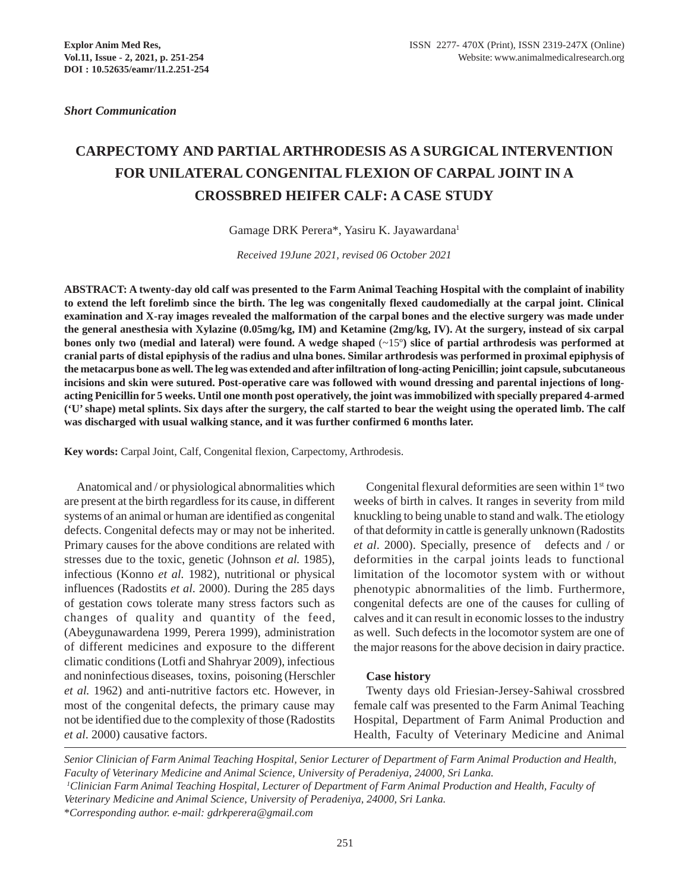*Short Communication*

# CARPECTOMY AND PARTIAL ARTHRODESIS AS A SURGICAL INTERVENTION FOR UNILATERAL CONGENITAL FLEXION OF CARPAL JOINT IN A CROSSBRED HEIFER CALF: A CASE STUDY

Gamage DRK Perera*, Yasiru K. Jayawardana[1]

*Received 19June 2021, revised 06 October 2021*

**ABSTRACT: A twenty-day old calf was presented to the Farm Animal Teaching Hospital with the complaint of inability to extend the left forelimb since the birth. The leg was congenitally flexed caudomedially at the carpal joint. Clinical examination and X-ray images revealed the malformation of the carpal bones and the elective surgery was made under the general anesthesia with Xylazine (0.05mg/kg, IM) and Ketamine (2mg/kg, IV). At the surgery, instead of six carpal bones only two (medial and lateral) were found. A wedge shaped** (~15°) **slice of partial arthrodesis was performed at cranial parts of distal epiphysis of the radius and ulna bones. Similar arthrodesis was performed in proximal epiphysis of the metacarpus bone as well. The leg was extended and after infiltration of long-acting Penicillin; joint capsule, subcutaneous incisions and skin were sutured. Post-operative care was followed with wound dressing and parental injections of long-acting Penicillin for 5 weeks. Until one month post operatively, the joint was immobilized with specially prepared 4-armed ('U' shape) metal splints. Six days after the surgery, the calf started to bear the weight using the operated limb. The calf was discharged with usual walking stance, and it was further confirmed 6 months later.**

**Key words:** Carpal Joint, Calf, Congenital flexion, Carpectomy, Arthrodesis.

Anatomical and / or physiological abnormalities which are present at the birth regardless for its cause, in different systems of an animal or human are identified as congenital defects. Congenital defects may or may not be inherited. Primary causes for the above conditions are related with stresses due to the toxic, genetic (Johnson *et al.* 1985), infectious (Konno *et al.* 1982), nutritional or physical influences (Radostits *et al.* 2000). During the 285 days of gestation cows tolerate many stress factors such as changes of quality and quantity of the feed, (Abeygunawardena 1999, Perera 1999), administration of different medicines and exposure to the different climatic conditions (Lotfi and Shahryar 2009), infectious and noninfectious diseases, toxins, poisoning (Herschler *et al.* 1962) and anti-nutritive factors etc. However, in most of the congenital defects, the primary cause may not be identified due to the complexity of those (Radostits *et al.* 2000) causative factors.

Congenital flexural deformities are seen within 1st two weeks of birth in calves. It ranges in severity from mild knuckling to being unable to stand and walk. The etiology of that deformity in cattle is generally unknown (Radostits *et al*. 2000). Specially, presence of defects and / or deformities in the carpal joints leads to functional limitation of the locomotor system with or without phenotypic abnormalities of the limb. Furthermore, congenital defects are one of the causes for culling of calves and it can result in economic losses to the industry as well. Such defects in the locomotor system are one of the major reasons for the above decision in dairy practice.

**Case history**

Twenty days old Friesian-Jersey-Sahiwal crossbred female calf was presented to the Farm Animal Teaching Hospital, Department of Farm Animal Production and Health, Faculty of Veterinary Medicine and Animal

---

*Senior Clinician of Farm Animal Teaching Hospital, Senior Lecturer of Department of Farm Animal Production and Health, Faculty of Veterinary Medicine and Animal Science, University of Peradeniya, 24000, Sri Lanka.*

[1]*Clinician Farm Animal Teaching Hospital, Lecturer of Department of Farm Animal Production and Health, Faculty of Veterinary Medicine and Animal Science, University of Peradeniya, 24000, Sri Lanka.*

\**Corresponding author. e-mail: gdrkperera@gmail.com*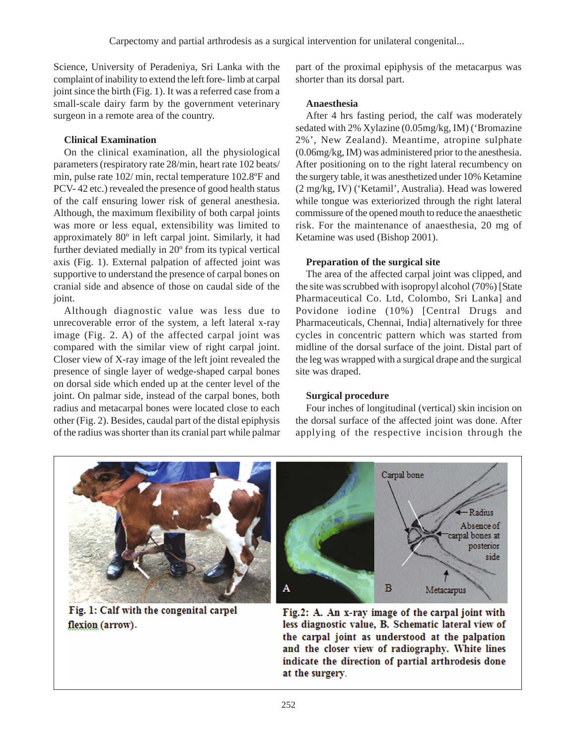Science, University of Peradeniya, Sri Lanka with the complaint of inability to extend the left fore- limb at carpal joint since the birth (Fig. 1). It was a referred case from a small-scale dairy farm by the government veterinary surgeon in a remote area of the country.

**Clinical Examination**

On the clinical examination, all the physiological parameters (respiratory rate 28/min, heart rate 102 beats/ min, pulse rate 102/ min, rectal temperature 102.8ºF and PCV- 42 etc.) revealed the presence of good health status of the calf ensuring lower risk of general anesthesia. Although, the maximum flexibility of both carpal joints was more or less equal, extensibility was limited to approximately 80º in left carpal joint. Similarly, it had further deviated medially in 20º from its typical vertical axis (Fig. 1). External palpation of affected joint was supportive to understand the presence of carpal bones on cranial side and absence of those on caudal side of the joint.

Although diagnostic value was less due to unrecoverable error of the system, a left lateral x-ray image (Fig. 2. A) of the affected carpal joint was compared with the similar view of right carpal joint. Closer view of X-ray image of the left joint revealed the presence of single layer of wedge-shaped carpal bones on dorsal side which ended up at the center level of the joint. On palmar side, instead of the carpal bones, both radius and metacarpal bones were located close to each other (Fig. 2). Besides, caudal part of the distal epiphysis of the radius was shorter than its cranial part while palmar part of the proximal epiphysis of the metacarpus was shorter than its dorsal part.

**Anaesthesia**

After 4 hrs fasting period, the calf was moderately sedated with 2% Xylazine (0.05mg/kg, IM) ('Bromazine 2%', New Zealand). Meantime, atropine sulphate (0.06mg/kg, IM) was administered prior to the anesthesia. After positioning on to the right lateral recumbency on the surgery table, it was anesthetized under 10% Ketamine (2 mg/kg, IV) ('Ketamil', Australia). Head was lowered while tongue was exteriorized through the right lateral commissure of the opened mouth to reduce the anaesthetic risk. For the maintenance of anaesthesia, 20 mg of Ketamine was used (Bishop 2001).

**Preparation of the surgical site**

The area of the affected carpal joint was clipped, and the site was scrubbed with isopropyl alcohol (70%) [State Pharmaceutical Co. Ltd, Colombo, Sri Lanka] and Povidone iodine (10%) [Central Drugs and Pharmaceuticals, Chennai, India] alternatively for three cycles in concentric pattern which was started from midline of the dorsal surface of the joint. Distal part of the leg was wrapped with a surgical drape and the surgical site was draped.

**Surgical procedure**

Four inches of longitudinal (vertical) skin incision on the dorsal surface of the affected joint was done. After applying of the respective incision through the

**Fig. 1: Calf with the congenital carpel flexion (arrow).**

**Fig.2: A. An x-ray image of the carpal joint with less diagnostic value, B. Schematic lateral view of the carpal joint as understood at the palpation and the closer view of radiography. White lines indicate the direction of partial arthrodesis done at the surgery.**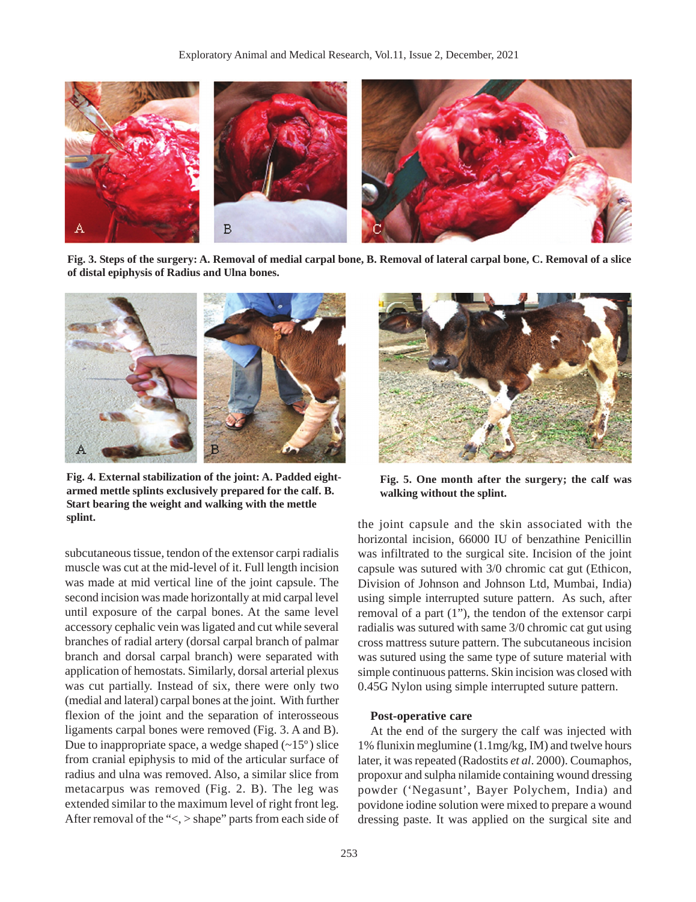Fig. 3. Steps of the surgery: A. Removal of medial carpal bone, B. Removal of lateral carpal bone, C. Removal of a slice of distal epiphysis of Radius and Ulna bones.

Fig. 4. External stabilization of the joint: A. Padded eight-armed mettle splints exclusively prepared for the calf. B. Start bearing the weight and walking with the mettle splint.

Fig. 5. One month after the surgery; the calf was walking without the splint.

subcutaneous tissue, tendon of the extensor carpi radialis muscle was cut at the mid-level of it. Full length incision was made at mid vertical line of the joint capsule. The second incision was made horizontally at mid carpal level until exposure of the carpal bones. At the same level accessory cephalic vein was ligated and cut while several branches of radial artery (dorsal carpal branch of palmar branch and dorsal carpal branch) were separated with application of hemostats. Similarly, dorsal arterial plexus was cut partially. Instead of six, there were only two (medial and lateral) carpal bones at the joint. With further flexion of the joint and the separation of interosseous ligaments carpal bones were removed (Fig. 3. A and B). Due to inappropriate space, a wedge shaped (~15º) slice from cranial epiphysis to mid of the articular surface of radius and ulna was removed. Also, a similar slice from metacarpus was removed (Fig. 2. B). The leg was extended similar to the maximum level of right front leg. After removal of the "<, > shape" parts from each side of the joint capsule and the skin associated with the horizontal incision, 66000 IU of benzathine Penicillin was infiltrated to the surgical site. Incision of the joint capsule was sutured with 3/0 chromic cat gut (Ethicon, Division of Johnson and Johnson Ltd, Mumbai, India) using simple interrupted suture pattern. As such, after removal of a part (1"), the tendon of the extensor carpi radialis was sutured with same 3/0 chromic cat gut using cross mattress suture pattern. The subcutaneous incision was sutured using the same type of suture material with simple continuous patterns. Skin incision was closed with 0.45G Nylon using simple interrupted suture pattern.

### Post-operative care

At the end of the surgery the calf was injected with 1% flunixin meglumine (1.1mg/kg, IM) and twelve hours later, it was repeated (Radostits *et al*. 2000). Coumaphos, propoxur and sulpha nilamide containing wound dressing powder ('Negasunt', Bayer Polychem, India) and povidone iodine solution were mixed to prepare a wound dressing paste. It was applied on the surgical site and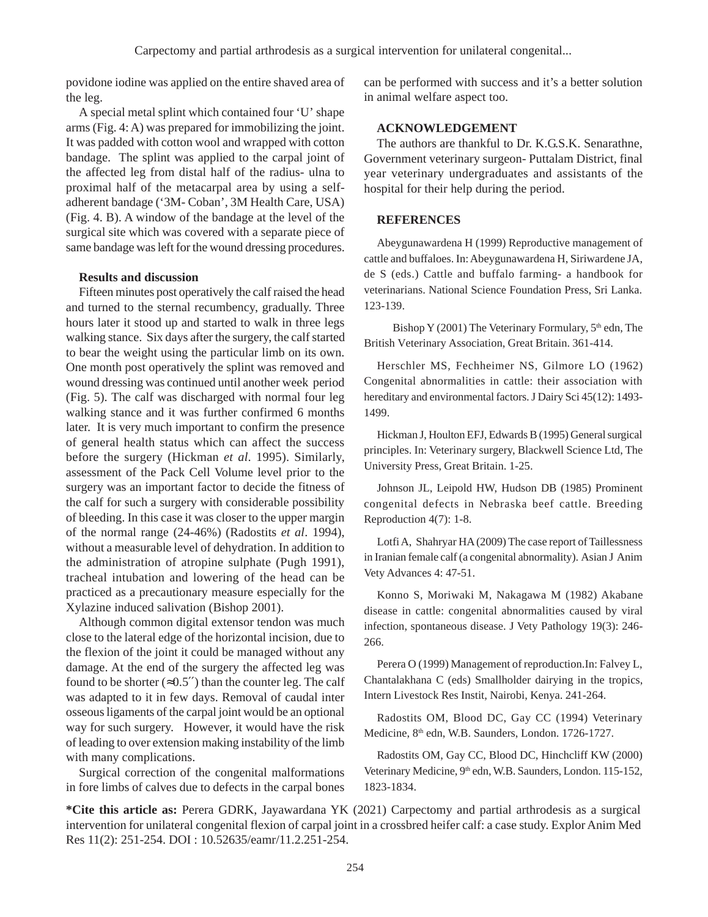povidone iodine was applied on the entire shaved area of the leg.

A special metal splint which contained four 'U' shape arms (Fig. 4: A) was prepared for immobilizing the joint. It was padded with cotton wool and wrapped with cotton bandage. The splint was applied to the carpal joint of the affected leg from distal half of the radius- ulna to proximal half of the metacarpal area by using a self-adherent bandage ('3M- Coban', 3M Health Care, USA) (Fig. 4. B). A window of the bandage at the level of the surgical site which was covered with a separate piece of same bandage was left for the wound dressing procedures.

### Results and discussion

Fifteen minutes post operatively the calf raised the head and turned to the sternal recumbency, gradually. Three hours later it stood up and started to walk in three legs walking stance. Six days after the surgery, the calf started to bear the weight using the particular limb on its own. One month post operatively the splint was removed and wound dressing was continued until another week period (Fig. 5). The calf was discharged with normal four leg walking stance and it was further confirmed 6 months later. It is very much important to confirm the presence of general health status which can affect the success before the surgery (Hickman *et al*. 1995). Similarly, assessment of the Pack Cell Volume level prior to the surgery was an important factor to decide the fitness of the calf for such a surgery with considerable possibility of bleeding. In this case it was closer to the upper margin of the normal range (24-46%) (Radostits *et al*. 1994), without a measurable level of dehydration. In addition to the administration of atropine sulphate (Pugh 1991), tracheal intubation and lowering of the head can be practiced as a precautionary measure especially for the Xylazine induced salivation (Bishop 2001).

Although common digital extensor tendon was much close to the lateral edge of the horizontal incision, due to the flexion of the joint it could be managed without any damage. At the end of the surgery the affected leg was found to be shorter (≈0.5′′) than the counter leg. The calf was adapted to it in few days. Removal of caudal inter osseous ligaments of the carpal joint would be an optional way for such surgery. However, it would have the risk of leading to over extension making instability of the limb with many complications.

Surgical correction of the congenital malformations in fore limbs of calves due to defects in the carpal bones can be performed with success and it's a better solution in animal welfare aspect too.

### ACKNOWLEDGEMENT

The authors are thankful to Dr. K.G.S.K. Senarathne, Government veterinary surgeon- Puttalam District, final year veterinary undergraduates and assistants of the hospital for their help during the period.

### REFERENCES

Abeygunawardena H (1999) Reproductive management of cattle and buffaloes. In: Abeygunawardena H, Siriwardene JA, de S (eds.) Cattle and buffalo farming- a handbook for veterinarians. National Science Foundation Press, Sri Lanka. 123-139.

Bishop Y (2001) The Veterinary Formulary, 5th edn, The British Veterinary Association, Great Britain. 361-414.

Herschler MS, Fechheimer NS, Gilmore LO (1962) Congenital abnormalities in cattle: their association with hereditary and environmental factors. J Dairy Sci 45(12): 1493-1499.

Hickman J, Houlton EFJ, Edwards B (1995) General surgical principles. In: Veterinary surgery, Blackwell Science Ltd, The University Press, Great Britain. 1-25.

Johnson JL, Leipold HW, Hudson DB (1985) Prominent congenital defects in Nebraska beef cattle. Breeding Reproduction 4(7): 1-8.

Lotfi A, Shahryar HA (2009) The case report of Taillessness in Iranian female calf (a congenital abnormality). Asian J Anim Vety Advances 4: 47-51.

Konno S, Moriwaki M, Nakagawa M (1982) Akabane disease in cattle: congenital abnormalities caused by viral infection, spontaneous disease. J Vety Pathology 19(3): 246-266.

Perera O (1999) Management of reproduction.In: Falvey L, Chantalakhana C (eds) Smallholder dairying in the tropics, Intern Livestock Res Instit, Nairobi, Kenya. 241-264.

Radostits OM, Blood DC, Gay CC (1994) Veterinary Medicine, 8th edn, W.B. Saunders, London. 1726-1727.

Radostits OM, Gay CC, Blood DC, Hinchcliff KW (2000) Veterinary Medicine, 9th edn, W.B. Saunders, London. 115-152, 1823-1834.

**\*Cite this article as:** Perera GDRK, Jayawardana YK (2021) Carpectomy and partial arthrodesis as a surgical intervention for unilateral congenital flexion of carpal joint in a crossbred heifer calf: a case study. Explor Anim Med Res 11(2): 251-254. DOI : 10.52635/eamr/11.2.251-254.